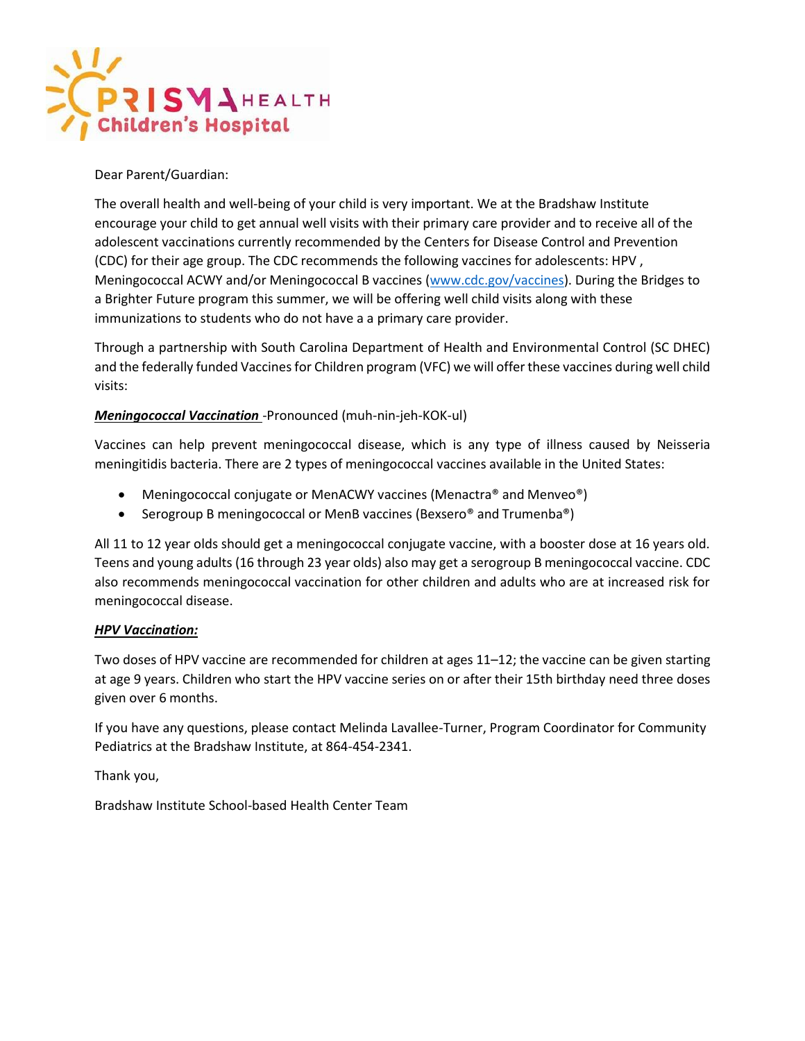PRISMA HEALTH
Children's Hospital

Dear Parent/Guardian:

The overall health and well-being of your child is very important. We at the Bradshaw Institute encourage your child to get annual well visits with their primary care provider and to receive all of the adolescent vaccinations currently recommended by the Centers for Disease Control and Prevention (CDC) for their age group. The CDC recommends the following vaccines for adolescents: HPV , Meningococcal ACWY and/or Meningococcal B vaccines (www.cdc.gov/vaccines). During the Bridges to a Brighter Future program this summer, we will be offering well child visits along with these immunizations to students who do not have a a primary care provider.

Through a partnership with South Carolina Department of Health and Environmental Control (SC DHEC) and the federally funded Vaccines for Children program (VFC) we will offer these vaccines during well child visits:

***Meningococcal Vaccination*** -Pronounced (muh-nin-jeh-KOK-ul)

Vaccines can help prevent meningococcal disease, which is any type of illness caused by Neisseria meningitidis bacteria. There are 2 types of meningococcal vaccines available in the United States:

- Meningococcal conjugate or MenACWY vaccines (Menactra® and Menveo®)
- Serogroup B meningococcal or MenB vaccines (Bexsero® and Trumenba®)

All 11 to 12 year olds should get a meningococcal conjugate vaccine, with a booster dose at 16 years old. Teens and young adults (16 through 23 year olds) also may get a serogroup B meningococcal vaccine. CDC also recommends meningococcal vaccination for other children and adults who are at increased risk for meningococcal disease.

***HPV Vaccination:***

Two doses of HPV vaccine are recommended for children at ages 11–12; the vaccine can be given starting at age 9 years. Children who start the HPV vaccine series on or after their 15th birthday need three doses given over 6 months.

If you have any questions, please contact Melinda Lavallee-Turner, Program Coordinator for Community Pediatrics at the Bradshaw Institute, at 864-454-2341.

Thank you,

Bradshaw Institute School-based Health Center Team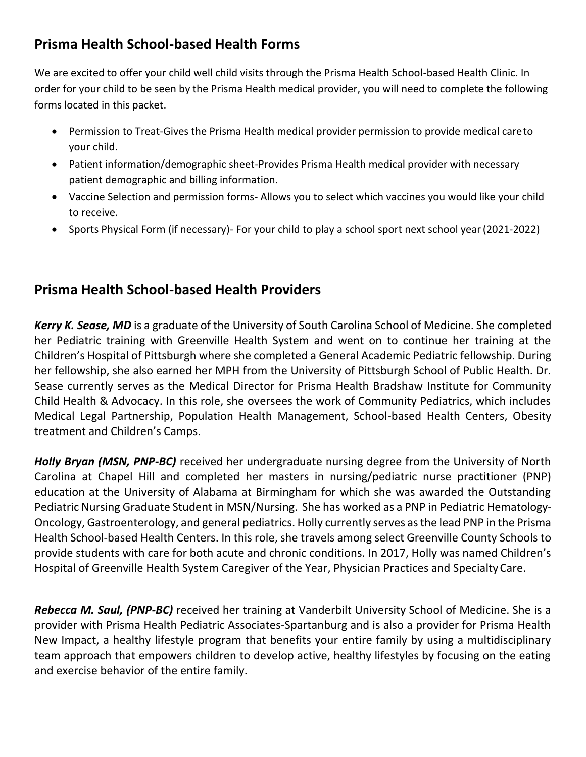## Prisma Health School-based Health Forms

We are excited to offer your child well child visits through the Prisma Health School-based Health Clinic. In order for your child to be seen by the Prisma Health medical provider, you will need to complete the following forms located in this packet.

- Permission to Treat-Gives the Prisma Health medical provider permission to provide medical care to your child.
- Patient information/demographic sheet-Provides Prisma Health medical provider with necessary patient demographic and billing information.
- Vaccine Selection and permission forms- Allows you to select which vaccines you would like your child to receive.
- Sports Physical Form (if necessary)- For your child to play a school sport next school year (2021-2022)

## Prisma Health School-based Health Providers

***Kerry K. Sease, MD*** is a graduate of the University of South Carolina School of Medicine. She completed her Pediatric training with Greenville Health System and went on to continue her training at the Children's Hospital of Pittsburgh where she completed a General Academic Pediatric fellowship. During her fellowship, she also earned her MPH from the University of Pittsburgh School of Public Health. Dr. Sease currently serves as the Medical Director for Prisma Health Bradshaw Institute for Community Child Health & Advocacy. In this role, she oversees the work of Community Pediatrics, which includes Medical Legal Partnership, Population Health Management, School-based Health Centers, Obesity treatment and Children's Camps.

***Holly Bryan (MSN, PNP-BC)*** received her undergraduate nursing degree from the University of North Carolina at Chapel Hill and completed her masters in nursing/pediatric nurse practitioner (PNP) education at the University of Alabama at Birmingham for which she was awarded the Outstanding Pediatric Nursing Graduate Student in MSN/Nursing. She has worked as a PNP in Pediatric Hematology-Oncology, Gastroenterology, and general pediatrics. Holly currently serves as the lead PNP in the Prisma Health School-based Health Centers. In this role, she travels among select Greenville County Schools to provide students with care for both acute and chronic conditions. In 2017, Holly was named Children's Hospital of Greenville Health System Caregiver of the Year, Physician Practices and Specialty Care.

***Rebecca M. Saul, (PNP-BC)*** received her training at Vanderbilt University School of Medicine. She is a provider with Prisma Health Pediatric Associates-Spartanburg and is also a provider for Prisma Health New Impact, a healthy lifestyle program that benefits your entire family by using a multidisciplinary team approach that empowers children to develop active, healthy lifestyles by focusing on the eating and exercise behavior of the entire family.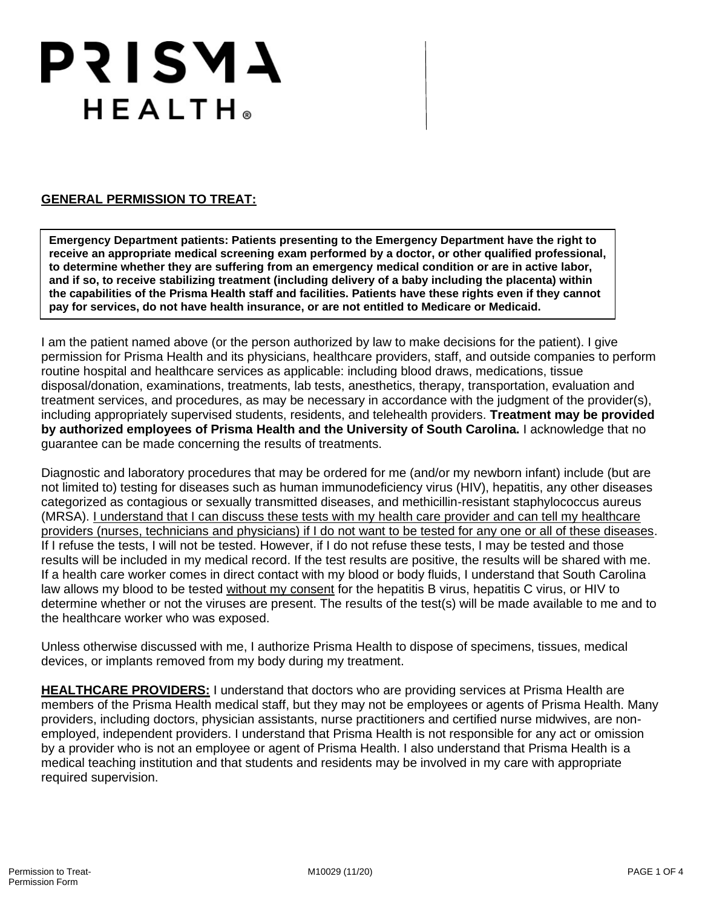# PRISMA HEALTH®

## GENERAL PERMISSION TO TREAT:

**Emergency Department patients: Patients presenting to the Emergency Department have the right to receive an appropriate medical screening exam performed by a doctor, or other qualified professional, to determine whether they are suffering from an emergency medical condition or are in active labor, and if so, to receive stabilizing treatment (including delivery of a baby including the placenta) within the capabilities of the Prisma Health staff and facilities. Patients have these rights even if they cannot pay for services, do not have health insurance, or are not entitled to Medicare or Medicaid.**

I am the patient named above (or the person authorized by law to make decisions for the patient). I give permission for Prisma Health and its physicians, healthcare providers, staff, and outside companies to perform routine hospital and healthcare services as applicable: including blood draws, medications, tissue disposal/donation, examinations, treatments, lab tests, anesthetics, therapy, transportation, evaluation and treatment services, and procedures, as may be necessary in accordance with the judgment of the provider(s), including appropriately supervised students, residents, and telehealth providers. **Treatment may be provided by authorized employees of Prisma Health and the University of South Carolina.** I acknowledge that no guarantee can be made concerning the results of treatments.

Diagnostic and laboratory procedures that may be ordered for me (and/or my newborn infant) include (but are not limited to) testing for diseases such as human immunodeficiency virus (HIV), hepatitis, any other diseases categorized as contagious or sexually transmitted diseases, and methicillin-resistant staphylococcus aureus (MRSA). <u>I understand that I can discuss these tests with my health care provider and can tell my healthcare providers (nurses, technicians and physicians) if I do not want to be tested for any one or all of these diseases</u>. If I refuse the tests, I will not be tested. However, if I do not refuse these tests, I may be tested and those results will be included in my medical record. If the test results are positive, the results will be shared with me. If a health care worker comes in direct contact with my blood or body fluids, I understand that South Carolina law allows my blood to be tested <u>without my consent</u> for the hepatitis B virus, hepatitis C virus, or HIV to determine whether or not the viruses are present. The results of the test(s) will be made available to me and to the healthcare worker who was exposed.

Unless otherwise discussed with me, I authorize Prisma Health to dispose of specimens, tissues, medical devices, or implants removed from my body during my treatment.

**<u>HEALTHCARE PROVIDERS:</u>** I understand that doctors who are providing services at Prisma Health are members of the Prisma Health medical staff, but they may not be employees or agents of Prisma Health. Many providers, including doctors, physician assistants, nurse practitioners and certified nurse midwives, are non-employed, independent providers. I understand that Prisma Health is not responsible for any act or omission by a provider who is not an employee or agent of Prisma Health. I also understand that Prisma Health is a medical teaching institution and that students and residents may be involved in my care with appropriate required supervision.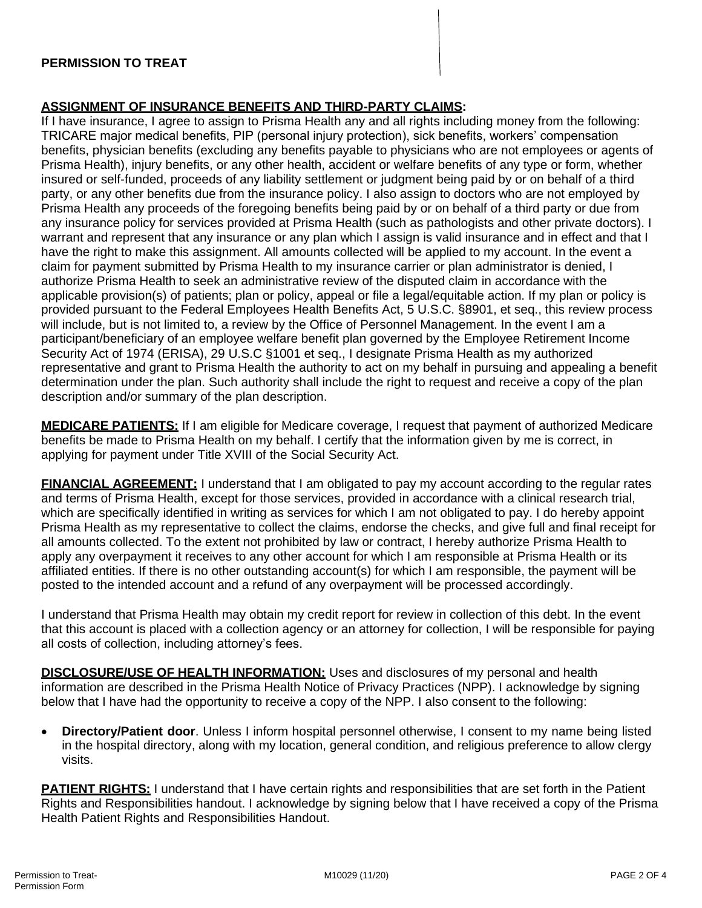**PERMISSION TO TREAT**

**ASSIGNMENT OF INSURANCE BENEFITS AND THIRD-PARTY CLAIMS:**
If I have insurance, I agree to assign to Prisma Health any and all rights including money from the following: TRICARE major medical benefits, PIP (personal injury protection), sick benefits, workers' compensation benefits, physician benefits (excluding any benefits payable to physicians who are not employees or agents of Prisma Health), injury benefits, or any other health, accident or welfare benefits of any type or form, whether insured or self-funded, proceeds of any liability settlement or judgment being paid by or on behalf of a third party, or any other benefits due from the insurance policy. I also assign to doctors who are not employed by Prisma Health any proceeds of the foregoing benefits being paid by or on behalf of a third party or due from any insurance policy for services provided at Prisma Health (such as pathologists and other private doctors). I warrant and represent that any insurance or any plan which I assign is valid insurance and in effect and that I have the right to make this assignment. All amounts collected will be applied to my account. In the event a claim for payment submitted by Prisma Health to my insurance carrier or plan administrator is denied, I authorize Prisma Health to seek an administrative review of the disputed claim in accordance with the applicable provision(s) of patients; plan or policy, appeal or file a legal/equitable action. If my plan or policy is provided pursuant to the Federal Employees Health Benefits Act, 5 U.S.C. §8901, et seq., this review process will include, but is not limited to, a review by the Office of Personnel Management. In the event I am a participant/beneficiary of an employee welfare benefit plan governed by the Employee Retirement Income Security Act of 1974 (ERISA), 29 U.S.C §1001 et seq., I designate Prisma Health as my authorized representative and grant to Prisma Health the authority to act on my behalf in pursuing and appealing a benefit determination under the plan. Such authority shall include the right to request and receive a copy of the plan description and/or summary of the plan description.

**MEDICARE PATIENTS:** If I am eligible for Medicare coverage, I request that payment of authorized Medicare benefits be made to Prisma Health on my behalf. I certify that the information given by me is correct, in applying for payment under Title XVIII of the Social Security Act.

**FINANCIAL AGREEMENT:** I understand that I am obligated to pay my account according to the regular rates and terms of Prisma Health, except for those services, provided in accordance with a clinical research trial, which are specifically identified in writing as services for which I am not obligated to pay. I do hereby appoint Prisma Health as my representative to collect the claims, endorse the checks, and give full and final receipt for all amounts collected. To the extent not prohibited by law or contract, I hereby authorize Prisma Health to apply any overpayment it receives to any other account for which I am responsible at Prisma Health or its affiliated entities. If there is no other outstanding account(s) for which I am responsible, the payment will be posted to the intended account and a refund of any overpayment will be processed accordingly.

I understand that Prisma Health may obtain my credit report for review in collection of this debt. In the event that this account is placed with a collection agency or an attorney for collection, I will be responsible for paying all costs of collection, including attorney's fees.

**DISCLOSURE/USE OF HEALTH INFORMATION:** Uses and disclosures of my personal and health information are described in the Prisma Health Notice of Privacy Practices (NPP). I acknowledge by signing below that I have had the opportunity to receive a copy of the NPP. I also consent to the following:

- **Directory/Patient door**. Unless I inform hospital personnel otherwise, I consent to my name being listed in the hospital directory, along with my location, general condition, and religious preference to allow clergy visits.

**PATIENT RIGHTS:** I understand that I have certain rights and responsibilities that are set forth in the Patient Rights and Responsibilities handout. I acknowledge by signing below that I have received a copy of the Prisma Health Patient Rights and Responsibilities Handout.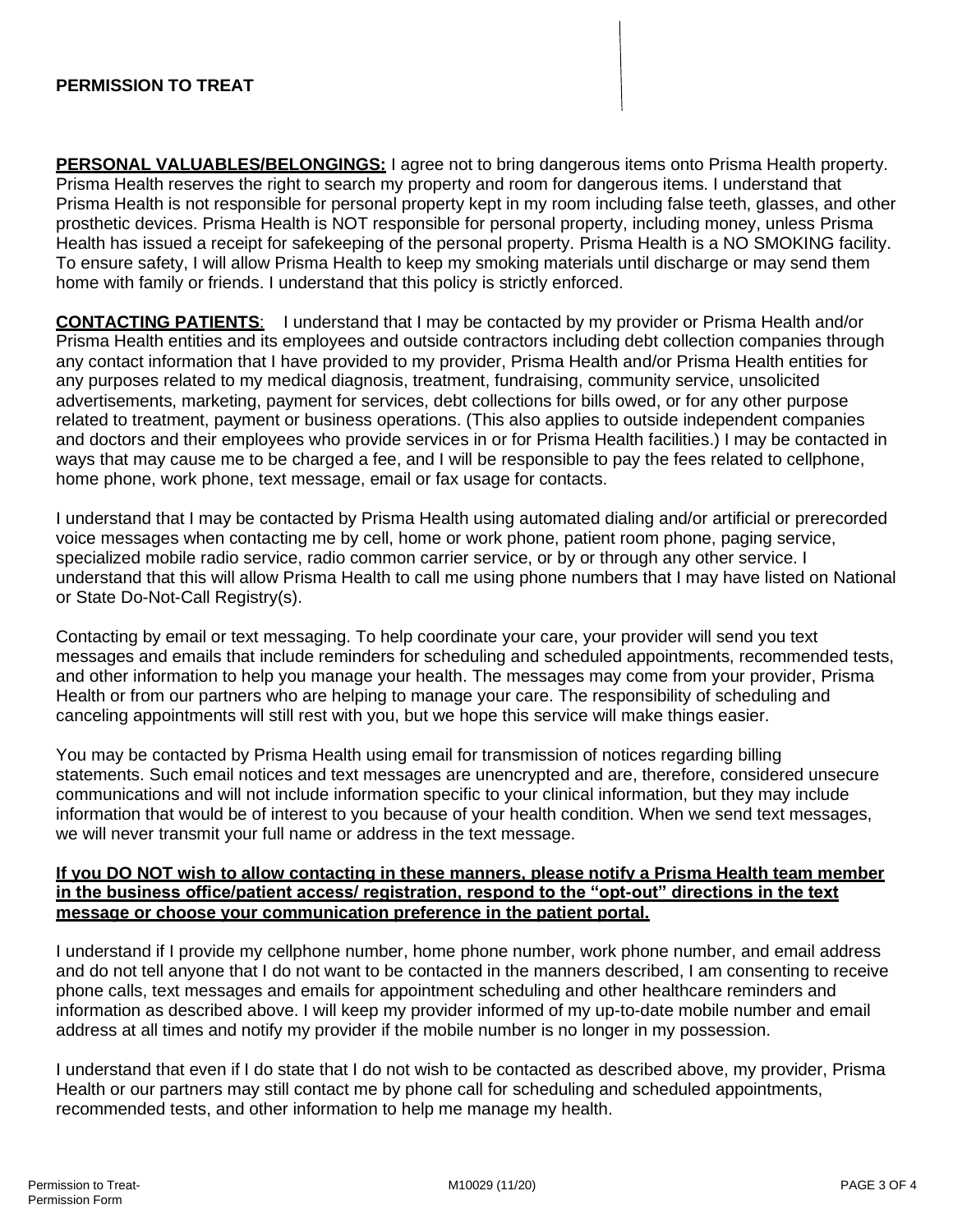## PERMISSION TO TREAT

**PERSONAL VALUABLES/BELONGINGS:** I agree not to bring dangerous items onto Prisma Health property. Prisma Health reserves the right to search my property and room for dangerous items. I understand that Prisma Health is not responsible for personal property kept in my room including false teeth, glasses, and other prosthetic devices. Prisma Health is NOT responsible for personal property, including money, unless Prisma Health has issued a receipt for safekeeping of the personal property. Prisma Health is a NO SMOKING facility. To ensure safety, I will allow Prisma Health to keep my smoking materials until discharge or may send them home with family or friends. I understand that this policy is strictly enforced.

**CONTACTING PATIENTS**: I understand that I may be contacted by my provider or Prisma Health and/or Prisma Health entities and its employees and outside contractors including debt collection companies through any contact information that I have provided to my provider, Prisma Health and/or Prisma Health entities for any purposes related to my medical diagnosis, treatment, fundraising, community service, unsolicited advertisements, marketing, payment for services, debt collections for bills owed, or for any other purpose related to treatment, payment or business operations. (This also applies to outside independent companies and doctors and their employees who provide services in or for Prisma Health facilities.) I may be contacted in ways that may cause me to be charged a fee, and I will be responsible to pay the fees related to cellphone, home phone, work phone, text message, email or fax usage for contacts.

I understand that I may be contacted by Prisma Health using automated dialing and/or artificial or prerecorded voice messages when contacting me by cell, home or work phone, patient room phone, paging service, specialized mobile radio service, radio common carrier service, or by or through any other service. I understand that this will allow Prisma Health to call me using phone numbers that I may have listed on National or State Do-Not-Call Registry(s).

Contacting by email or text messaging. To help coordinate your care, your provider will send you text messages and emails that include reminders for scheduling and scheduled appointments, recommended tests, and other information to help you manage your health. The messages may come from your provider, Prisma Health or from our partners who are helping to manage your care. The responsibility of scheduling and canceling appointments will still rest with you, but we hope this service will make things easier.

You may be contacted by Prisma Health using email for transmission of notices regarding billing statements. Such email notices and text messages are unencrypted and are, therefore, considered unsecure communications and will not include information specific to your clinical information, but they may include information that would be of interest to you because of your health condition. When we send text messages, we will never transmit your full name or address in the text message.

**If you DO NOT wish to allow contacting in these manners, please notify a Prisma Health team member in the business office/patient access/ registration, respond to the "opt-out" directions in the text message or choose your communication preference in the patient portal.**

I understand if I provide my cellphone number, home phone number, work phone number, and email address and do not tell anyone that I do not want to be contacted in the manners described, I am consenting to receive phone calls, text messages and emails for appointment scheduling and other healthcare reminders and information as described above. I will keep my provider informed of my up-to-date mobile number and email address at all times and notify my provider if the mobile number is no longer in my possession.

I understand that even if I do state that I do not wish to be contacted as described above, my provider, Prisma Health or our partners may still contact me by phone call for scheduling and scheduled appointments, recommended tests, and other information to help me manage my health.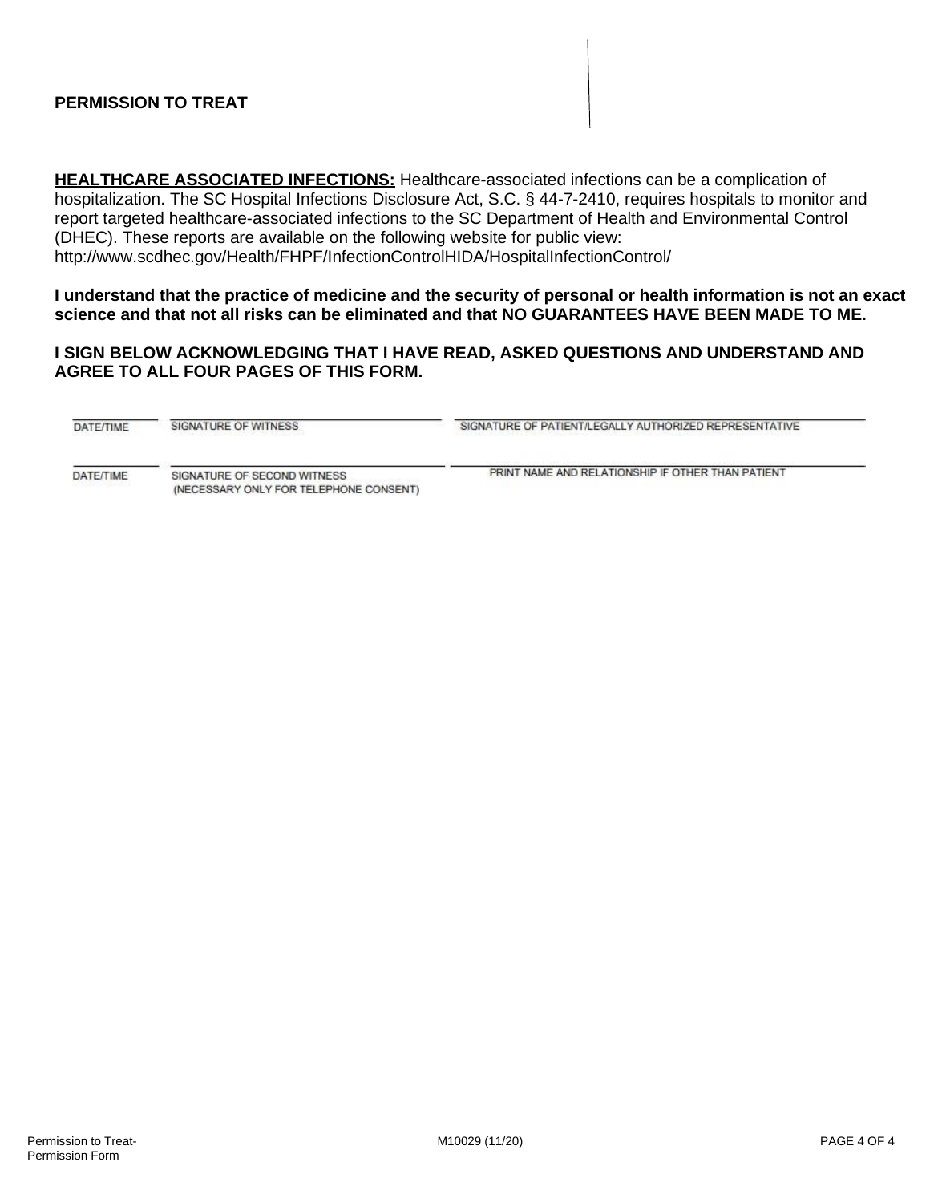**PERMISSION TO TREAT**

**HEALTHCARE ASSOCIATED INFECTIONS:** Healthcare-associated infections can be a complication of hospitalization. The SC Hospital Infections Disclosure Act, S.C. § 44-7-2410, requires hospitals to monitor and report targeted healthcare-associated infections to the SC Department of Health and Environmental Control (DHEC). These reports are available on the following website for public view: http://www.scdhec.gov/Health/FHPF/InfectionControlHIDA/HospitalInfectionControl/

**I understand that the practice of medicine and the security of personal or health information is not an exact science and that not all risks can be eliminated and that NO GUARANTEES HAVE BEEN MADE TO ME.**

**I SIGN BELOW ACKNOWLEDGING THAT I HAVE READ, ASKED QUESTIONS AND UNDERSTAND AND AGREE TO ALL FOUR PAGES OF THIS FORM.**

| DATE/TIME | SIGNATURE OF WITNESS | SIGNATURE OF PATIENT/LEGALLY AUTHORIZED REPRESENTATIVE |
|---|---|---|
| DATE/TIME | SIGNATURE OF SECOND WITNESS (NECESSARY ONLY FOR TELEPHONE CONSENT) | PRINT NAME AND RELATIONSHIP IF OTHER THAN PATIENT |

Permission to Treat-Permission Form M10029 (11/20)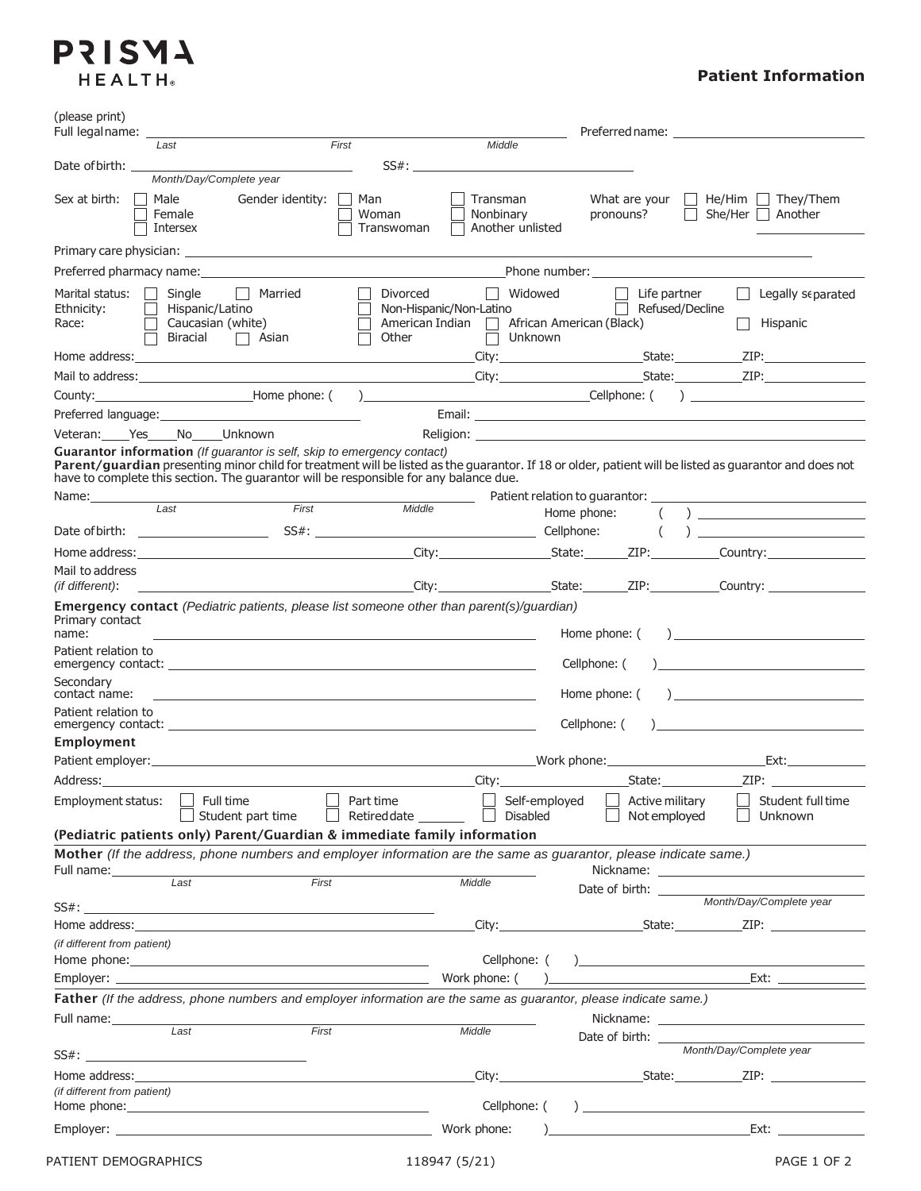**PRISMA HEALTH®**

# Patient Information

(please print)

Full legal name: ______________________________ Preferred name: ______________________________
*Last* *First* *Middle*

Date of birth: ______________________ SS#: ______________________
*Month/Day/Complete year*

Sex at birth: ☐ Male ☐ Female ☐ Intersex

Gender identity: ☐ Man ☐ Woman ☐ Transwoman ☐ Transman ☐ Nonbinary ☐ Another unlisted

What are your pronouns? ☐ He/Him ☐ She/Her ☐ They/Them ☐ Another ______________

Primary care physician: ______________________________

Preferred pharmacy name: ______________________________ Phone number: ______________________________

Marital status: ☐ Single ☐ Married ☐ Divorced ☐ Widowed ☐ Life partner ☐ Legally separated

Ethnicity: ☐ Hispanic/Latino ☐ Non-Hispanic/Non-Latino ☐ Refused/Decline

Race: ☐ Caucasian (white) ☐ American Indian ☐ African American (Black) ☐ Hispanic ☐ Biracial ☐ Asian ☐ Other ☐ Unknown

Home address: ______________________________ City: ______________ State: ________ ZIP: __________

Mail to address: ______________________________ City: ______________ State: ________ ZIP: __________

County: ______________ Home phone: ( ) ______________ Cellphone: ( ) ______________

Preferred language: ______________________________ Email: ______________________________

Veteran: ____Yes ____No ____Unknown Religion: ______________________________

**Guarantor information** *(If guarantor is self, skip to emergency contact)*
**Parent/guardian** presenting minor child for treatment will be listed as the guarantor. If 18 or older, patient will be listed as guarantor and does not have to complete this section. The guarantor will be responsible for any balance due.

Name: ______________________________ Patient relation to guarantor: ______________________________
*Last* *First* *Middle*

Home phone: ( ) ______________

Date of birth: ______________ SS#: ______________ Cellphone: ( ) ______________

Home address: ______________________________ City: ______________ State: ________ ZIP: __________ Country: ______________

Mail to address *(if different)*: ______________________________ City: ______________ State: ________ ZIP: __________ Country: ______________

**Emergency contact** *(Pediatric patients, please list someone other than parent(s)/guardian)*

Primary contact name: ______________________________ Home phone: ( ) ______________

Patient relation to emergency contact: ______________________________ Cellphone: ( ) ______________

Secondary contact name: ______________________________ Home phone: ( ) ______________

Patient relation to emergency contact: ______________________________ Cellphone: ( ) ______________

**Employment**

Patient employer: ______________________________ Work phone: ______________ Ext: ________

Address: ______________________________ City: ______________ State: ________ ZIP: __________

Employment status: ☐ Full time ☐ Student part time ☐ Part time ☐ Retired date ________ ☐ Self-employed ☐ Disabled ☐ Active military ☐ Not employed ☐ Student full time ☐ Unknown

**(Pediatric patients only) Parent/Guardian & immediate family information**

**Mother** *(If the address, phone numbers and employer information are the same as guarantor, please indicate same.)*

Full name: ______________________________ Nickname: ______________________________
*Last* *First* *Middle*

Date of birth: ______________________________
*Month/Day/Complete year*

SS#: ______________________________

Home address: ______________________________ City: ______________ State: ________ ZIP: __________
*(if different from patient)*

Home phone: ______________________________ Cellphone: ( ) ______________

Employer: ______________________________ Work phone: ( ) ______________ Ext: ________

**Father** *(If the address, phone numbers and employer information are the same as guarantor, please indicate same.)*

Full name: ______________________________ Nickname: ______________________________
*Last* *First* *Middle*

Date of birth: ______________________________
*Month/Day/Complete year*

SS#: ______________________________

Home address: ______________________________ City: ______________ State: ________ ZIP: __________
*(if different from patient)*

Home phone: ______________________________ Cellphone: ( ) ______________

Employer: ______________________________ Work phone: ) ______________ Ext: ________

PATIENT DEMOGRAPHICS 118947 (5/21)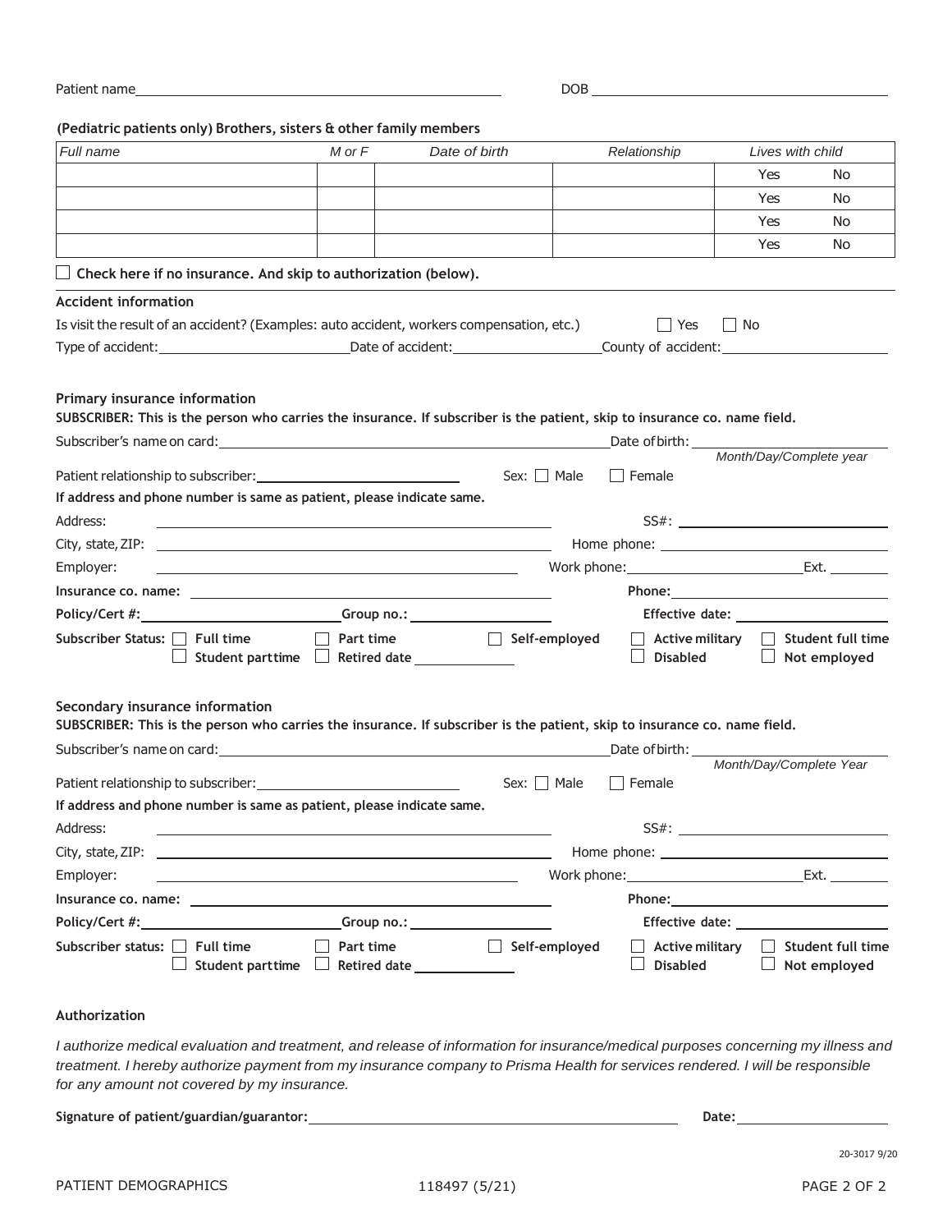Patient name_______________________________________________ DOB ______________________________________

**(Pediatric patients only) Brothers, sisters & other family members**

| *Full name* | *M or F* | *Date of birth* | *Relationship* | *Lives with child* |
|---|---|---|---|---|
| | | | | Yes No |
| | | | | Yes No |
| | | | | Yes No |
| | | | | Yes No |

☐ **Check here if no insurance. And skip to authorization (below).**

**Accident information**

Is visit the result of an accident? (Examples: auto accident, workers compensation, etc.) ☐ Yes ☐ No

Type of accident: ____________________ Date of accident: ________________ County of accident: ____________________

**Primary insurance information**

**SUBSCRIBER: This is the person who carries the insurance. If subscriber is the patient, skip to insurance co. name field.**

Subscriber's name on card: ______________________________________________ Date of birth: ____________________
*Month/Day/Complete year*

Patient relationship to subscriber: ________________________ Sex: ☐ Male ☐ Female

**If address and phone number is same as patient, please indicate same.**

Address: ______________________________________________ SS#: ______________________________

City, state, ZIP: ______________________________________________ Home phone: ______________________________

Employer: ______________________________________________ Work phone: ____________________ Ext. ________

**Insurance co. name:** ______________________________________________ **Phone:** ______________________________

**Policy/Cert #:** ________________________ **Group no.:** ________________ **Effective date:** ____________________

**Subscriber Status:** ☐ **Full time** ☐ **Part time** ☐ **Self-employed** ☐ **Active military** ☐ **Student full time** ☐ **Student part time** ☐ **Retired date** ____________ ☐ **Disabled** ☐ **Not employed**

**Secondary insurance information**

**SUBSCRIBER: This is the person who carries the insurance. If subscriber is the patient, skip to insurance co. name field.**

Subscriber's name on card: ______________________________________________ Date of birth: ____________________
*Month/Day/Complete Year*

Patient relationship to subscriber: ________________________ Sex: ☐ Male ☐ Female

**If address and phone number is same as patient, please indicate same.**

Address: ______________________________________________ SS#: ______________________________

City, state, ZIP: ______________________________________________ Home phone: ______________________________

Employer: ______________________________________________ Work phone: ____________________ Ext. ________

**Insurance co. name:** ______________________________________________ **Phone:** ______________________________

**Policy/Cert #:** ________________________ **Group no.:** ________________ **Effective date:** ____________________

**Subscriber status:** ☐ **Full time** ☐ **Part time** ☐ **Self-employed** ☐ **Active military** ☐ **Student full time** ☐ **Student part time** ☐ **Retired date** ____________ ☐ **Disabled** ☐ **Not employed**

**Authorization**

*I authorize medical evaluation and treatment, and release of information for insurance/medical purposes concerning my illness and treatment. I hereby authorize payment from my insurance company to Prisma Health for services rendered. I will be responsible for any amount not covered by my insurance.*

**Signature of patient/guardian/guarantor:** ______________________________________________ **Date:** ____________________

20-3017 9/20

PATIENT DEMOGRAPHICS 118497 (5/21)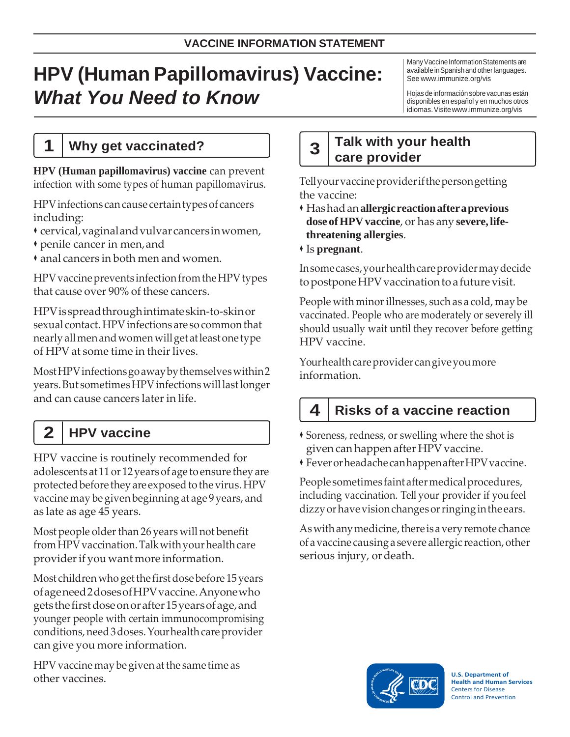VACCINE INFORMATION STATEMENT

# HPV (Human Papillomavirus) Vaccine: *What You Need to Know*

Many Vaccine Information Statements are available in Spanish and other languages. See www.immunize.org/vis

Hojas de información sobre vacunas están disponibles en español y en muchos otros idiomas. Visite www.immunize.org/vis

## 1 Why get vaccinated?

**HPV (Human papillomavirus) vaccine** can prevent infection with some types of human papillomavirus.

HPV infections can cause certain types of cancers including:

- cervical, vaginal and vulvar cancers in women,
- penile cancer in men, and
- anal cancers in both men and women.

HPV vaccine prevents infection from the HPV types that cause over 90% of these cancers.

HPV is spread through intimate skin-to-skin or sexual contact. HPV infections are so common that nearly all men and women will get at least one type of HPV at some time in their lives.

Most HPV infections go away by themselves within 2 years. But sometimes HPV infections will last longer and can cause cancers later in life.

## 2 HPV vaccine

HPV vaccine is routinely recommended for adolescents at 11 or 12 years of age to ensure they are protected before they are exposed to the virus. HPV vaccine may be given beginning at age 9 years, and as late as age 45 years.

Most people older than 26 years will not benefit from HPV vaccination. Talk with your health care provider if you want more information.

Most children who get the first dose before 15 years of age need 2 doses of HPV vaccine. Anyone who gets the first dose on or after 15 years of age, and younger people with certain immunocompromising conditions, need 3 doses. Your health care provider can give you more information.

HPV vaccine may be given at the same time as other vaccines.

## 3 Talk with your health care provider

Tell your vaccine provider if the person getting the vaccine:

- Has had an **allergic reaction after a previous dose of HPV vaccine**, or has any **severe, life-threatening allergies**.
- Is **pregnant**.

In some cases, your health care provider may decide to postpone HPV vaccination to a future visit.

People with minor illnesses, such as a cold, may be vaccinated. People who are moderately or severely ill should usually wait until they recover before getting HPV vaccine.

Your health care provider can give you more information.

## 4 Risks of a vaccine reaction

- Soreness, redness, or swelling where the shot is given can happen after HPV vaccine.
- Fever or headache can happen after HPV vaccine.

People sometimes faint after medical procedures, including vaccination. Tell your provider if you feel dizzy or have vision changes or ringing in the ears.

As with any medicine, there is a very remote chance of a vaccine causing a severe allergic reaction, other serious injury, or death.

U.S. Department of Health and Human Services
Centers for Disease Control and Prevention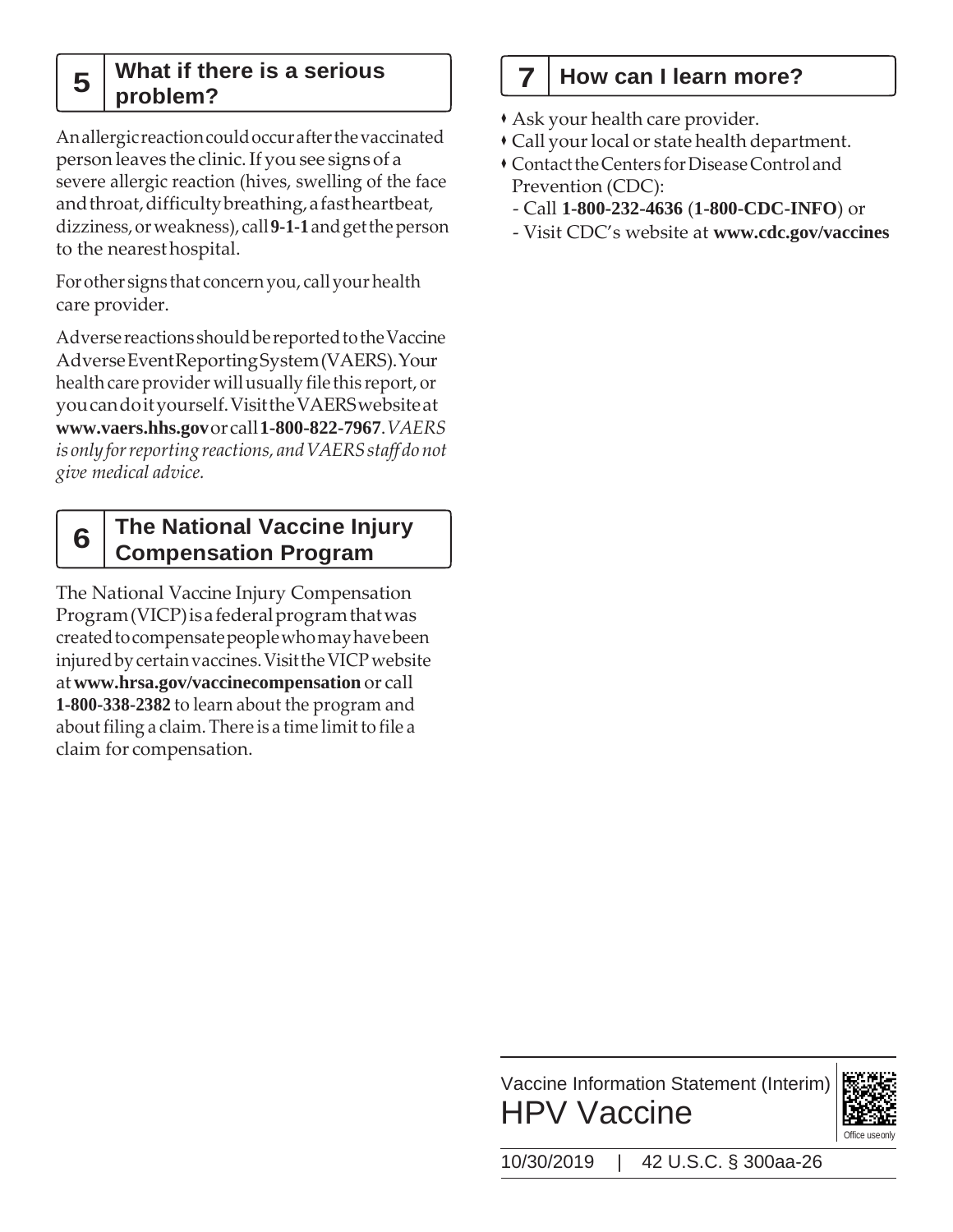## 5 What if there is a serious problem?

An allergic reaction could occur after the vaccinated person leaves the clinic. If you see signs of a severe allergic reaction (hives, swelling of the face and throat, difficulty breathing, a fast heartbeat, dizziness, or weakness), call **9-1-1** and get the person to the nearest hospital.

For other signs that concern you, call your health care provider.

Adverse reactions should be reported to the Vaccine Adverse Event Reporting System (VAERS). Your health care provider will usually file this report, or you can do it yourself. Visit the VAERS website at **www.vaers.hhs.gov** or call **1-800-822-7967**. *VAERS is only for reporting reactions, and VAERS staff do not give medical advice.*

## 6 The National Vaccine Injury Compensation Program

The National Vaccine Injury Compensation Program (VICP) is a federal program that was created to compensate people who may have been injured by certain vaccines. Visit the VICP website at **www.hrsa.gov/vaccinecompensation** or call **1-800-338-2382** to learn about the program and about filing a claim. There is a time limit to file a claim for compensation.

## 7 How can I learn more?

- Ask your health care provider.
- Call your local or state health department.
- Contact the Centers for Disease Control and Prevention (CDC):
  - Call **1-800-232-4636** (**1-800-CDC-INFO**) or
  - Visit CDC's website at **www.cdc.gov/vaccines**

Vaccine Information Statement (Interim)

HPV Vaccine

Office use only

10/30/2019 | 42 U.S.C. § 300aa-26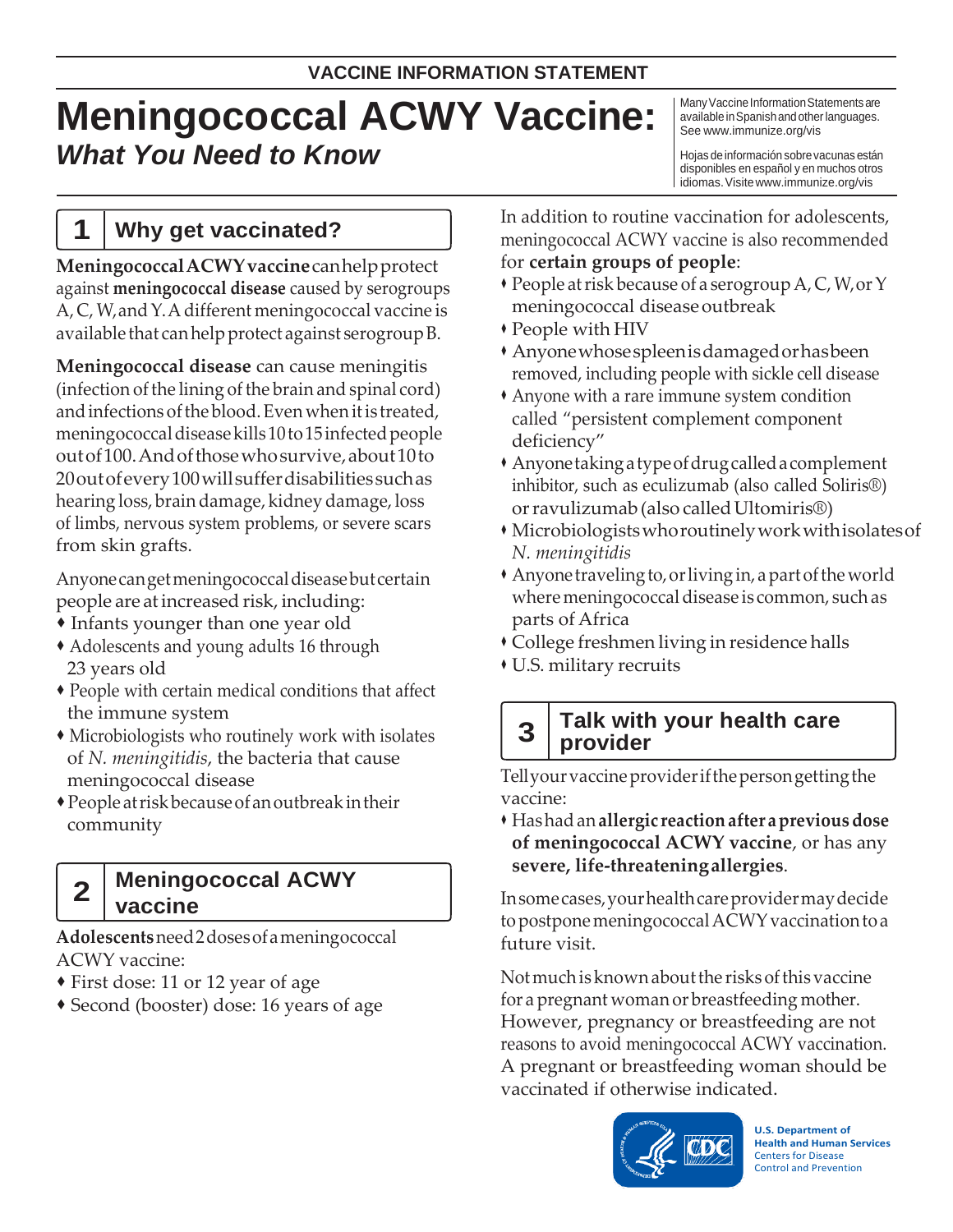VACCINE INFORMATION STATEMENT

# Meningococcal ACWY Vaccine: *What You Need to Know*

Many Vaccine Information Statements are available in Spanish and other languages. See www.immunize.org/vis

Hojas de información sobre vacunas están disponibles en español y en muchos otros idiomas. Visite www.immunize.org/vis

## 1 Why get vaccinated?

**Meningococcal ACWY vaccine** can help protect against **meningococcal disease** caused by serogroups A, C, W, and Y. A different meningococcal vaccine is available that can help protect against serogroup B.

**Meningococcal disease** can cause meningitis (infection of the lining of the brain and spinal cord) and infections of the blood. Even when it is treated, meningococcal disease kills 10 to 15 infected people out of 100. And of those who survive, about 10 to 20 out of every 100 will suffer disabilities such as hearing loss, brain damage, kidney damage, loss of limbs, nervous system problems, or severe scars from skin grafts.

Anyone can get meningococcal disease but certain people are at increased risk, including:

- Infants younger than one year old
- Adolescents and young adults 16 through 23 years old
- People with certain medical conditions that affect the immune system
- Microbiologists who routinely work with isolates of *N. meningitidis*, the bacteria that cause meningococcal disease
- People at risk because of an outbreak in their community

## 2 Meningococcal ACWY vaccine

**Adolescents** need 2 doses of a meningococcal ACWY vaccine:

- First dose: 11 or 12 year of age
- Second (booster) dose: 16 years of age

In addition to routine vaccination for adolescents, meningococcal ACWY vaccine is also recommended for **certain groups of people**:

- People at risk because of a serogroup A, C, W, or Y meningococcal disease outbreak
- People with HIV
- Anyone whose spleen is damaged or has been removed, including people with sickle cell disease
- Anyone with a rare immune system condition called "persistent complement component deficiency"
- Anyone taking a type of drug called a complement inhibitor, such as eculizumab (also called Soliris®) or ravulizumab (also called Ultomiris®)
- Microbiologists who routinely work with isolates of *N. meningitidis*
- Anyone traveling to, or living in, a part of the world where meningococcal disease is common, such as parts of Africa
- College freshmen living in residence halls
- U.S. military recruits

## 3 Talk with your health care provider

Tell your vaccine provider if the person getting the vaccine:

- Has had an **allergic reaction after a previous dose of meningococcal ACWY vaccine**, or has any **severe, life-threatening allergies**.

In some cases, your health care provider may decide to postpone meningococcal ACWY vaccination to a future visit.

Not much is known about the risks of this vaccine for a pregnant woman or breastfeeding mother. However, pregnancy or breastfeeding are not reasons to avoid meningococcal ACWY vaccination. A pregnant or breastfeeding woman should be vaccinated if otherwise indicated.

U.S. Department of Health and Human Services
Centers for Disease Control and Prevention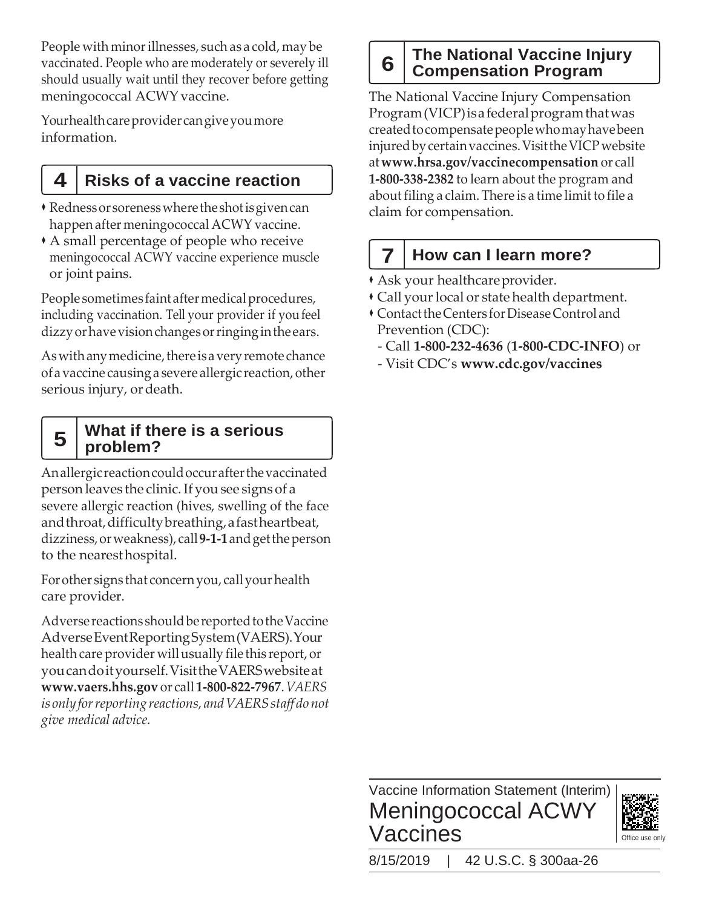People with minor illnesses, such as a cold, may be vaccinated. People who are moderately or severely ill should usually wait until they recover before getting meningococcal ACWY vaccine.

Your health care provider can give you more information.

## 4 Risks of a vaccine reaction

- Redness or soreness where the shot is given can happen after meningococcal ACWY vaccine.
- A small percentage of people who receive meningococcal ACWY vaccine experience muscle or joint pains.

People sometimes faint after medical procedures, including vaccination. Tell your provider if you feel dizzy or have vision changes or ringing in the ears.

As with any medicine, there is a very remote chance of a vaccine causing a severe allergic reaction, other serious injury, or death.

## 5 What if there is a serious problem?

An allergic reaction could occur after the vaccinated person leaves the clinic. If you see signs of a severe allergic reaction (hives, swelling of the face and throat, difficulty breathing, a fast heartbeat, dizziness, or weakness), call **9-1-1** and get the person to the nearest hospital.

For other signs that concern you, call your health care provider.

Adverse reactions should be reported to the Vaccine Adverse Event Reporting System (VAERS). Your health care provider will usually file this report, or you can do it yourself. Visit the VAERS website at **www.vaers.hhs.gov** or call **1-800-822-7967**. *VAERS is only for reporting reactions, and VAERS staff do not give medical advice.*

## 6 The National Vaccine Injury Compensation Program

The National Vaccine Injury Compensation Program (VICP) is a federal program that was created to compensate people who may have been injured by certain vaccines. Visit the VICP website at **www.hrsa.gov/vaccinecompensation** or call **1-800-338-2382** to learn about the program and about filing a claim. There is a time limit to file a claim for compensation.

## 7 How can I learn more?

- Ask your healthcare provider.
- Call your local or state health department.
- Contact the Centers for Disease Control and Prevention (CDC):
  - Call **1-800-232-4636** (**1-800-CDC-INFO**) or
  - Visit CDC's **www.cdc.gov/vaccines**

Vaccine Information Statement (Interim)

# Meningococcal ACWY Vaccines

Office use only

8/15/2019 | 42 U.S.C. § 300aa-26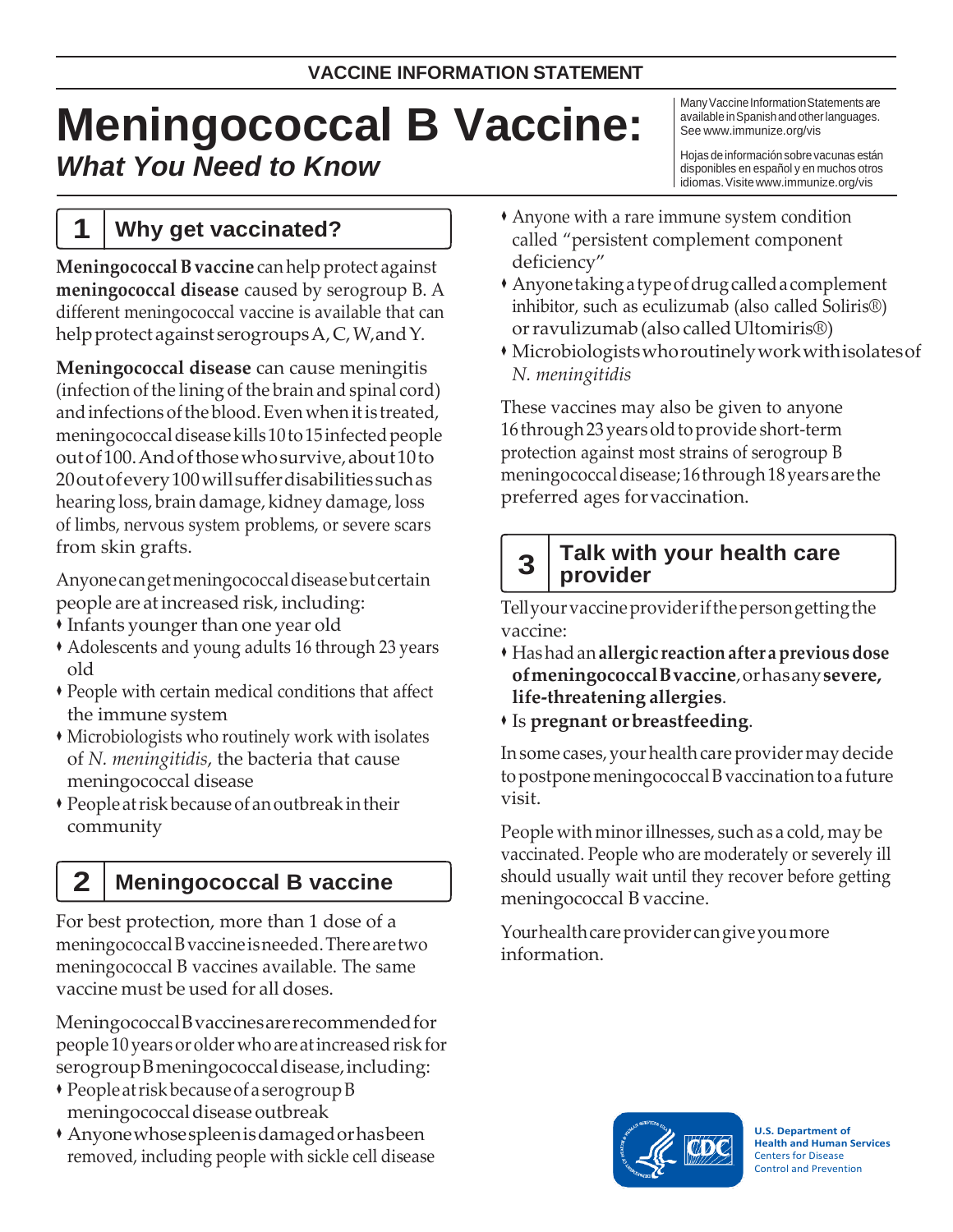VACCINE INFORMATION STATEMENT

# Meningococcal B Vaccine:

## *What You Need to Know*

Many Vaccine Information Statements are available in Spanish and other languages. See www.immunize.org/vis

Hojas de información sobre vacunas están disponibles en español y en muchos otros idiomas. Visite www.immunize.org/vis

## 1 Why get vaccinated?

**Meningococcal B vaccine** can help protect against **meningococcal disease** caused by serogroup B. A different meningococcal vaccine is available that can help protect against serogroups A, C, W, and Y.

**Meningococcal disease** can cause meningitis (infection of the lining of the brain and spinal cord) and infections of the blood. Even when it is treated, meningococcal disease kills 10 to 15 infected people out of 100. And of those who survive, about 10 to 20 out of every 100 will suffer disabilities such as hearing loss, brain damage, kidney damage, loss of limbs, nervous system problems, or severe scars from skin grafts.

Anyone can get meningococcal disease but certain people are at increased risk, including:

- Infants younger than one year old
- Adolescents and young adults 16 through 23 years old
- People with certain medical conditions that affect the immune system
- Microbiologists who routinely work with isolates of *N. meningitidis*, the bacteria that cause meningococcal disease
- People at risk because of an outbreak in their community

## 2 Meningococcal B vaccine

For best protection, more than 1 dose of a meningococcal B vaccine is needed. There are two meningococcal B vaccines available. The same vaccine must be used for all doses.

Meningococcal B vaccines are recommended for people 10 years or older who are at increased risk for serogroup B meningococcal disease, including:

- People at risk because of a serogroup B meningococcal disease outbreak
- Anyone whose spleen is damaged or has been removed, including people with sickle cell disease
- Anyone with a rare immune system condition called "persistent complement component deficiency"
- Anyone taking a type of drug called a complement inhibitor, such as eculizumab (also called Soliris®) or ravulizumab (also called Ultomiris®)
- Microbiologists who routinely work with isolates of *N. meningitidis*

These vaccines may also be given to anyone 16 through 23 years old to provide short-term protection against most strains of serogroup B meningococcal disease; 16 through 18 years are the preferred ages for vaccination.

## 3 Talk with your health care provider

Tell your vaccine provider if the person getting the vaccine:

- Has had an **allergic reaction after a previous dose of meningococcal B vaccine**, or has any **severe, life-threatening allergies**.
- Is **pregnant or breastfeeding**.

In some cases, your health care provider may decide to postpone meningococcal B vaccination to a future visit.

People with minor illnesses, such as a cold, may be vaccinated. People who are moderately or severely ill should usually wait until they recover before getting meningococcal B vaccine.

Your health care provider can give you more information.

U.S. Department of Health and Human Services
Centers for Disease Control and Prevention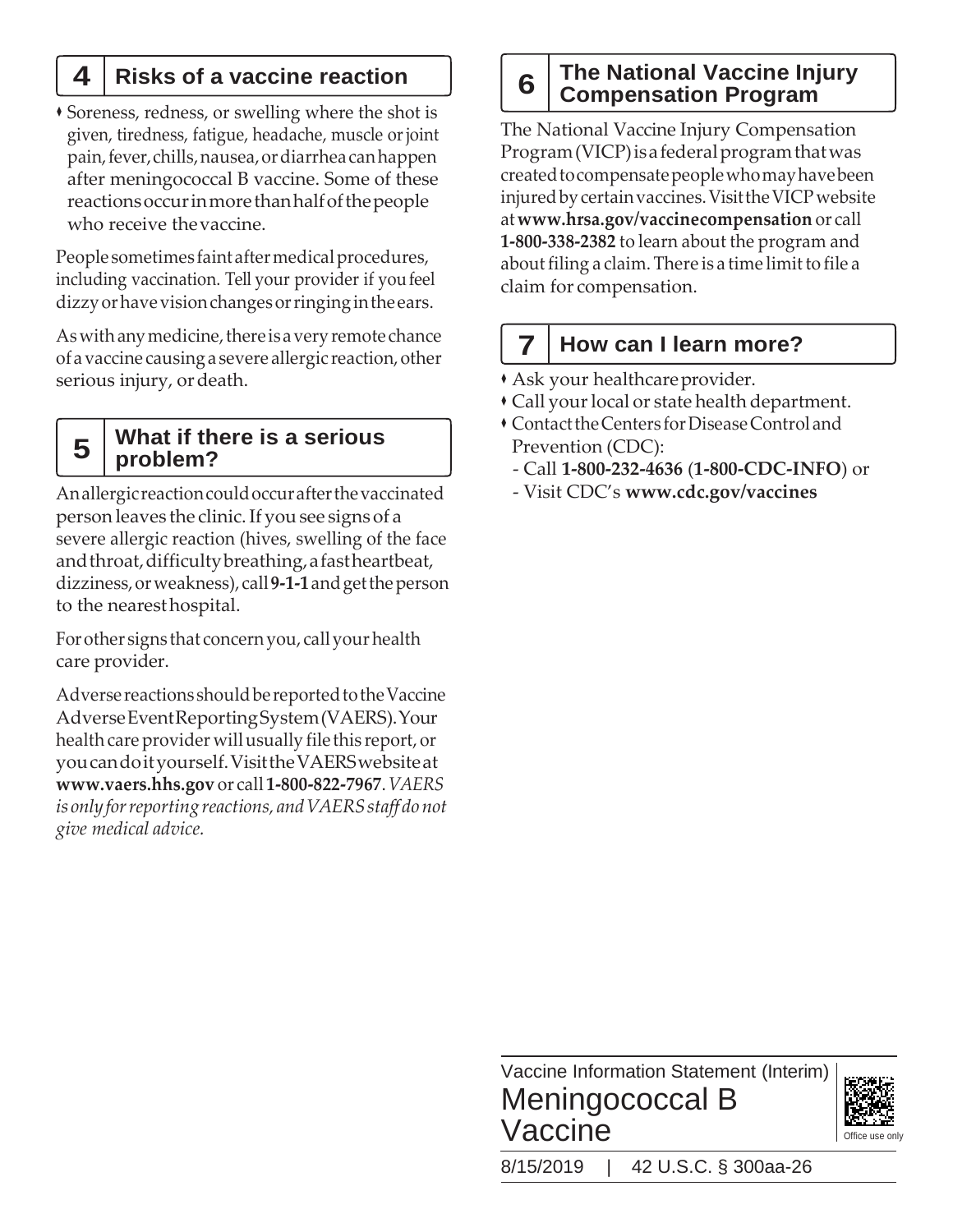## 4 Risks of a vaccine reaction

- Soreness, redness, or swelling where the shot is given, tiredness, fatigue, headache, muscle or joint pain, fever, chills, nausea, or diarrhea can happen after meningococcal B vaccine. Some of these reactions occur in more than half of the people who receive the vaccine.

People sometimes faint after medical procedures, including vaccination. Tell your provider if you feel dizzy or have vision changes or ringing in the ears.

As with any medicine, there is a very remote chance of a vaccine causing a severe allergic reaction, other serious injury, or death.

## 5 What if there is a serious problem?

An allergic reaction could occur after the vaccinated person leaves the clinic. If you see signs of a severe allergic reaction (hives, swelling of the face and throat, difficulty breathing, a fast heartbeat, dizziness, or weakness), call **9-1-1** and get the person to the nearest hospital.

For other signs that concern you, call your health care provider.

Adverse reactions should be reported to the Vaccine Adverse Event Reporting System (VAERS). Your health care provider will usually file this report, or you can do it yourself. Visit the VAERS website at **www.vaers.hhs.gov** or call **1-800-822-7967**. *VAERS is only for reporting reactions, and VAERS staff do not give medical advice.*

## 6 The National Vaccine Injury Compensation Program

The National Vaccine Injury Compensation Program (VICP) is a federal program that was created to compensate people who may have been injured by certain vaccines. Visit the VICP website at **www.hrsa.gov/vaccinecompensation** or call **1-800-338-2382** to learn about the program and about filing a claim. There is a time limit to file a claim for compensation.

## 7 How can I learn more?

- Ask your healthcare provider.
- Call your local or state health department.
- Contact the Centers for Disease Control and Prevention (CDC):
  - Call **1-800-232-4636** (**1-800-CDC-INFO**) or
  - Visit CDC's **www.cdc.gov/vaccines**

Vaccine Information Statement (Interim)

**Meningococcal B Vaccine**

Office use only

8/15/2019 | 42 U.S.C. § 300aa-26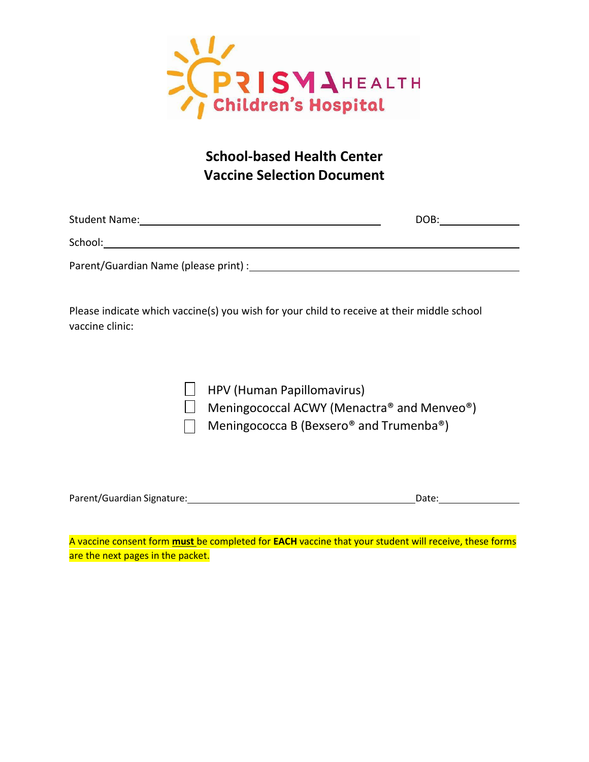PRISMA HEALTH
Children's Hospital

# School-based Health Center
# Vaccine Selection Document

Student Name: ______________________________ DOB: ______________

School: ____________________________________________

Parent/Guardian Name (please print) : ______________________________

Please indicate which vaccine(s) you wish for your child to receive at their middle school vaccine clinic:

- ☐ HPV (Human Papillomavirus)
- ☐ Meningococcal ACWY (Menactra® and Menveo®)
- ☐ Meningococca B (Bexsero® and Trumenba®)

Parent/Guardian Signature: ______________________________ Date: ______________

A vaccine consent form **must** be completed for **EACH** vaccine that your student will receive, these forms are the next pages in the packet.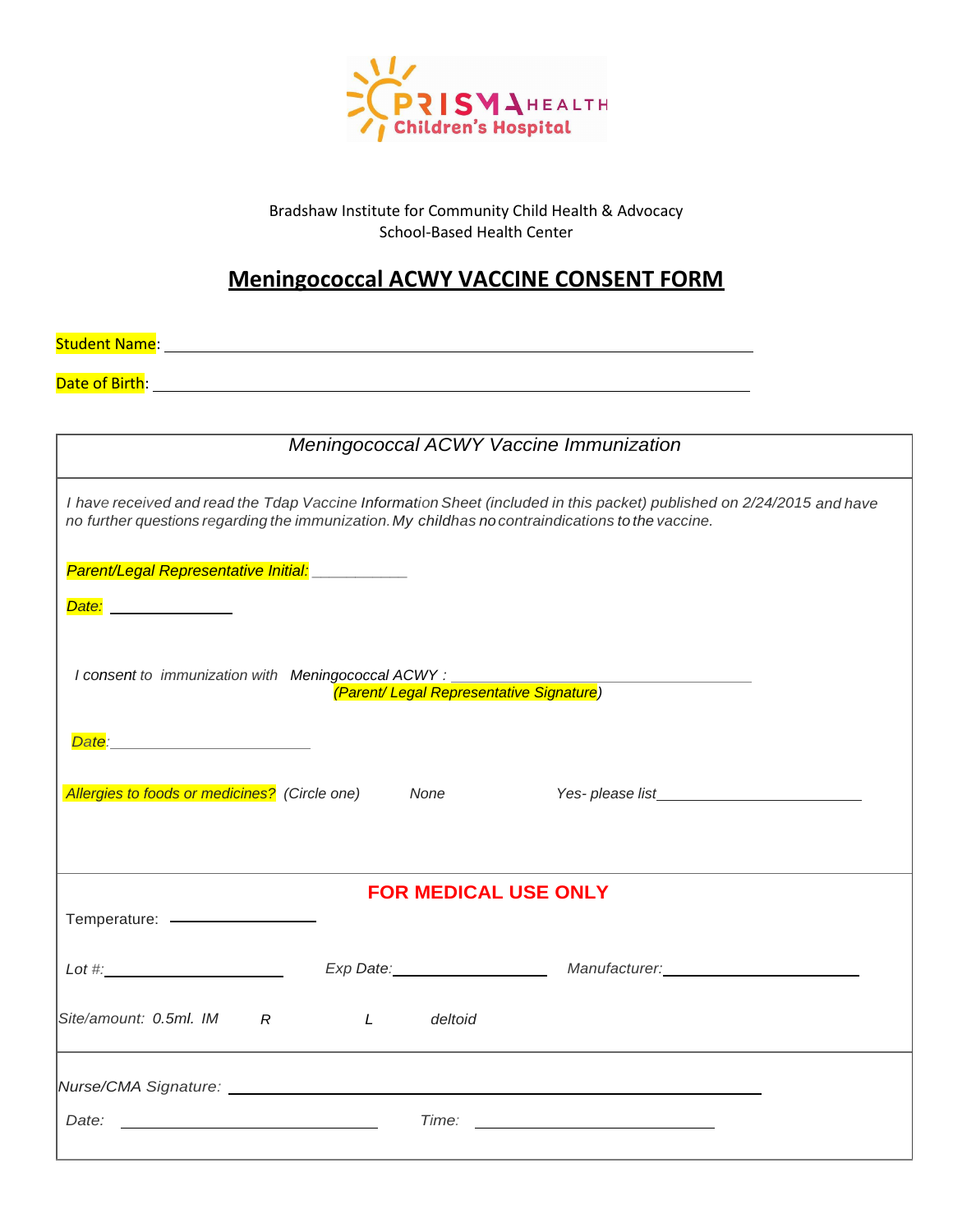PRISMA HEALTH Children's Hospital

Bradshaw Institute for Community Child Health & Advocacy
School-Based Health Center

# Meningococcal ACWY VACCINE CONSENT FORM

Student Name: ______________________________________________

Date of Birth: ______________________________________________

## *Meningococcal ACWY Vaccine Immunization*

*I have received and read the Tdap Vaccine Information Sheet (included in this packet) published on 2/24/2015 and have no further questions regarding the immunization. My childhas no contraindications to the vaccine.*

*Parent/Legal Representative Initial:* ___________

*Date:* _______________

*I consent to immunization with Meningococcal ACWY :* ______________________________________
*(Parent/ Legal Representative Signature)*

*Date:* _______________________

*Allergies to foods or medicines?* *(Circle one)* *None* *Yes- please list*_________________________

**FOR MEDICAL USE ONLY**

Temperature: __________________

*Lot #:* ____________________ *Exp Date:* __________________ *Manufacturer:* ________________________

*Site/amount: 0.5ml. IM R L deltoid*

*Nurse/CMA Signature:* ______________________________________________

*Date:* ____________________________ *Time:* ____________________________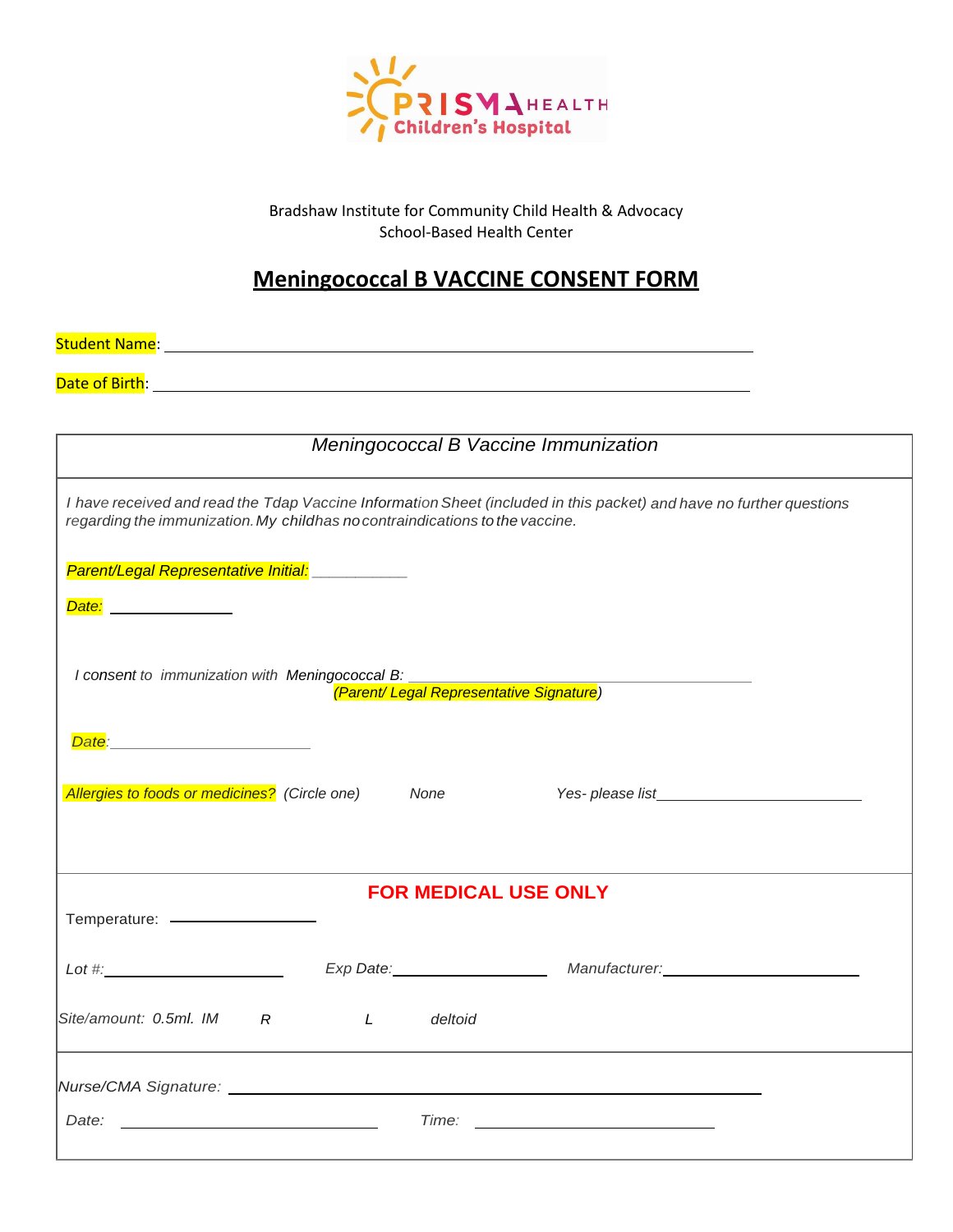PRISMA HEALTH Children's Hospital

Bradshaw Institute for Community Child Health & Advocacy
School-Based Health Center

# Meningococcal B VACCINE CONSENT FORM

Student Name: ______________________________________________________________

Date of Birth: ______________________________________________________________

| *Meningococcal B Vaccine Immunization* |
|---|
| *I have received and read the Tdap Vaccine Information Sheet (included in this packet) and have no further questions regarding the immunization. My childhas no contraindications to the vaccine.*<br><br>*Parent/Legal Representative Initial:* __________<br><br>*Date:* ______________<br><br>*I consent to immunization with Meningococcal B:* ________________________________________<br>*(Parent/ Legal Representative Signature)*<br><br>*Date:* ______________________<br><br>*Allergies to foods or medicines?* *(Circle one)* *None* *Yes- please list*________________________ |
| **FOR MEDICAL USE ONLY**<br><br>Temperature: ________________<br><br>*Lot #:*____________________ *Exp Date:*_________________ *Manufacturer:*______________________<br><br>*Site/amount: 0.5ml. IM* *R* *L* *deltoid* |
| *Nurse/CMA Signature:* ____________________________________________________________<br><br>*Date:* ____________________________ *Time:* ___________________________ |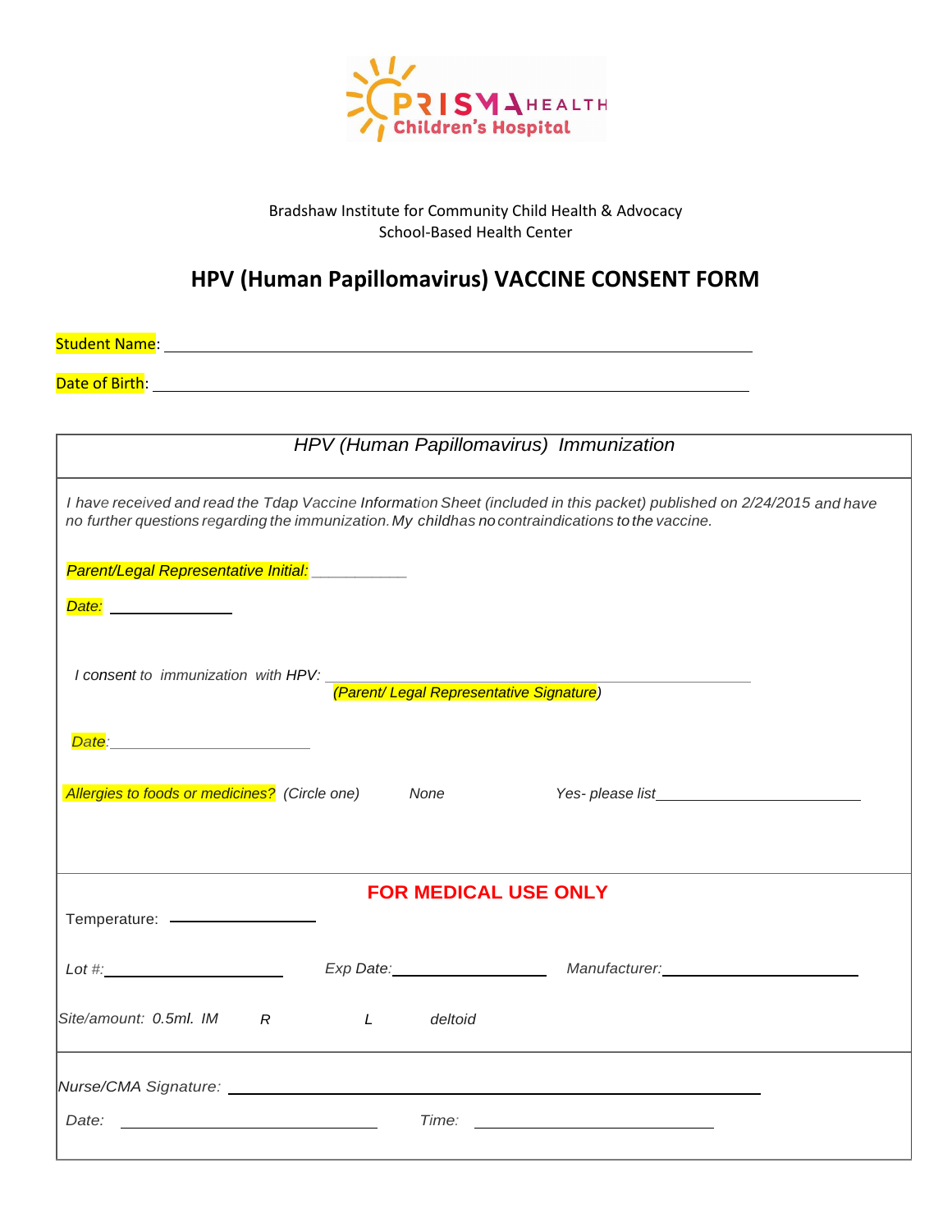Bradshaw Institute for Community Child Health & Advocacy
School-Based Health Center

# HPV (Human Papillomavirus) VACCINE CONSENT FORM

Student Name: ______________________________________________

Date of Birth: ______________________________________________

## *HPV (Human Papillomavirus) Immunization*

*I have received and read the Tdap Vaccine Information Sheet (included in this packet) published on 2/24/2015 and have no further questions regarding the immunization. My childhas no contraindications to the vaccine.*

*Parent/Legal Representative Initial:* ___________

*Date:* ______________

*I consent to immunization with HPV:* ______________________________________________
*(Parent/ Legal Representative Signature)*

*Date:* ______________________

*Allergies to foods or medicines?* *(Circle one)* *None* *Yes- please list* ________________________

**FOR MEDICAL USE ONLY**

Temperature: ________________

*Lot #:* ____________________ *Exp Date:* ________________ *Manufacturer:* ______________________

*Site/amount: 0.5ml. IM* *R* *L* *deltoid*

*Nurse/CMA Signature:* ______________________________________________

*Date:* ____________________________ *Time:* ____________________________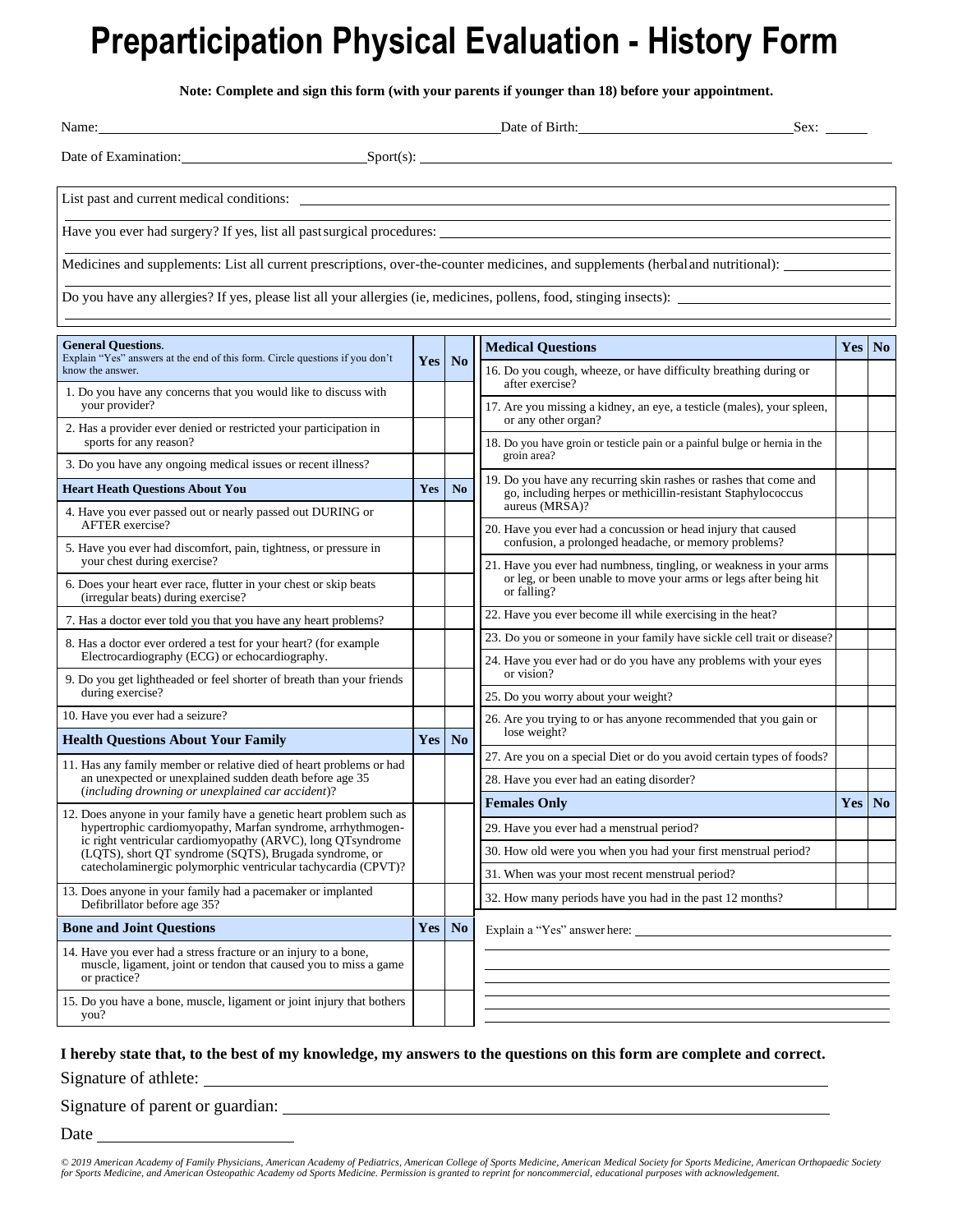# Preparticipation Physical Evaluation - History Form

**Note: Complete and sign this form (with your parents if younger than 18) before your appointment.**

Name: ______________________ Date of Birth: ______________ Sex: ____

Date of Examination: ______________ Sport(s): ______________________

List past and current medical conditions: ______________________

Have you ever had surgery? If yes, list all past surgical procedures: ______________________

Medicines and supplements: List all current prescriptions, over-the-counter medicines, and supplements (herbal and nutritional): ______________________

Do you have any allergies? If yes, please list all your allergies (ie, medicines, pollens, food, stinging insects): ______________________

| **General Questions.** Explain "Yes" answers at the end of this form. Circle questions if you don't know the answer. | Yes | No |
|---|---|---|
| 1. Do you have any concerns that you would like to discuss with your provider? | | |
| 2. Has a provider ever denied or restricted your participation in sports for any reason? | | |
| 3. Do you have any ongoing medical issues or recent illness? | | |
| **Heart Heath Questions About You** | **Yes** | **No** |
| 4. Have you ever passed out or nearly passed out DURING or AFTER exercise? | | |
| 5. Have you ever had discomfort, pain, tightness, or pressure in your chest during exercise? | | |
| 6. Does your heart ever race, flutter in your chest or skip beats (irregular beats) during exercise? | | |
| 7. Has a doctor ever told you that you have any heart problems? | | |
| 8. Has a doctor ever ordered a test for your heart? (for example Electrocardiography (ECG) or echocardiography. | | |
| 9. Do you get lightheaded or feel shorter of breath than your friends during exercise? | | |
| 10. Have you ever had a seizure? | | |
| **Health Questions About Your Family** | **Yes** | **No** |
| 11. Has any family member or relative died of heart problems or had an unexpected or unexplained sudden death before age 35 (*including drowning or unexplained car accident*)? | | |
| 12. Does anyone in your family have a genetic heart problem such as hypertrophic cardiomyopathy, Marfan syndrome, arrhythmogenic right ventricular cardiomyopathy (ARVC), long QTsyndrome (LQTS), short QT syndrome (SQTS), Brugada syndrome, or catecholaminergic polymorphic ventricular tachycardia (CPVT)? | | |
| 13. Does anyone in your family had a pacemaker or implanted Defibrillator before age 35? | | |
| **Bone and Joint Questions** | **Yes** | **No** |
| 14. Have you ever had a stress fracture or an injury to a bone, muscle, ligament, joint or tendon that caused you to miss a game or practice? | | |
| 15. Do you have a bone, muscle, ligament or joint injury that bothers you? | | |

| **Medical Questions** | **Yes** | **No** |
|---|---|---|
| 16. Do you cough, wheeze, or have difficulty breathing during or after exercise? | | |
| 17. Are you missing a kidney, an eye, a testicle (males), your spleen, or any other organ? | | |
| 18. Do you have groin or testicle pain or a painful bulge or hernia in the groin area? | | |
| 19. Do you have any recurring skin rashes or rashes that come and go, including herpes or methicillin-resistant Staphylococcus aureus (MRSA)? | | |
| 20. Have you ever had a concussion or head injury that caused confusion, a prolonged headache, or memory problems? | | |
| 21. Have you ever had numbness, tingling, or weakness in your arms or leg, or been unable to move your arms or legs after being hit or falling? | | |
| 22. Have you ever become ill while exercising in the heat? | | |
| 23. Do you or someone in your family have sickle cell trait or disease? | | |
| 24. Have you ever had or do you have any problems with your eyes or vision? | | |
| 25. Do you worry about your weight? | | |
| 26. Are you trying to or has anyone recommended that you gain or lose weight? | | |
| 27. Are you on a special Diet or do you avoid certain types of foods? | | |
| 28. Have you ever had an eating disorder? | | |
| **Females Only** | **Yes** | **No** |
| 29. Have you ever had a menstrual period? | | |
| 30. How old were you when you had your first menstrual period? | | |
| 31. When was your most recent menstrual period? | | |
| 32. How many periods have you had in the past 12 months? | | |

Explain a "Yes" answer here: ______________________

**I hereby state that, to the best of my knowledge, my answers to the questions on this form are complete and correct.**

Signature of athlete: ______________________

Signature of parent or guardian: ______________________

Date ______________

*© 2019 American Academy of Family Physicians, American Academy of Pediatrics, American College of Sports Medicine, American Medical Society for Sports Medicine, American Orthopaedic Society for Sports Medicine, and American Osteopathic Academy od Sports Medicine. Permission is granted to reprint for noncommercial, educational purposes with acknowledgement.*